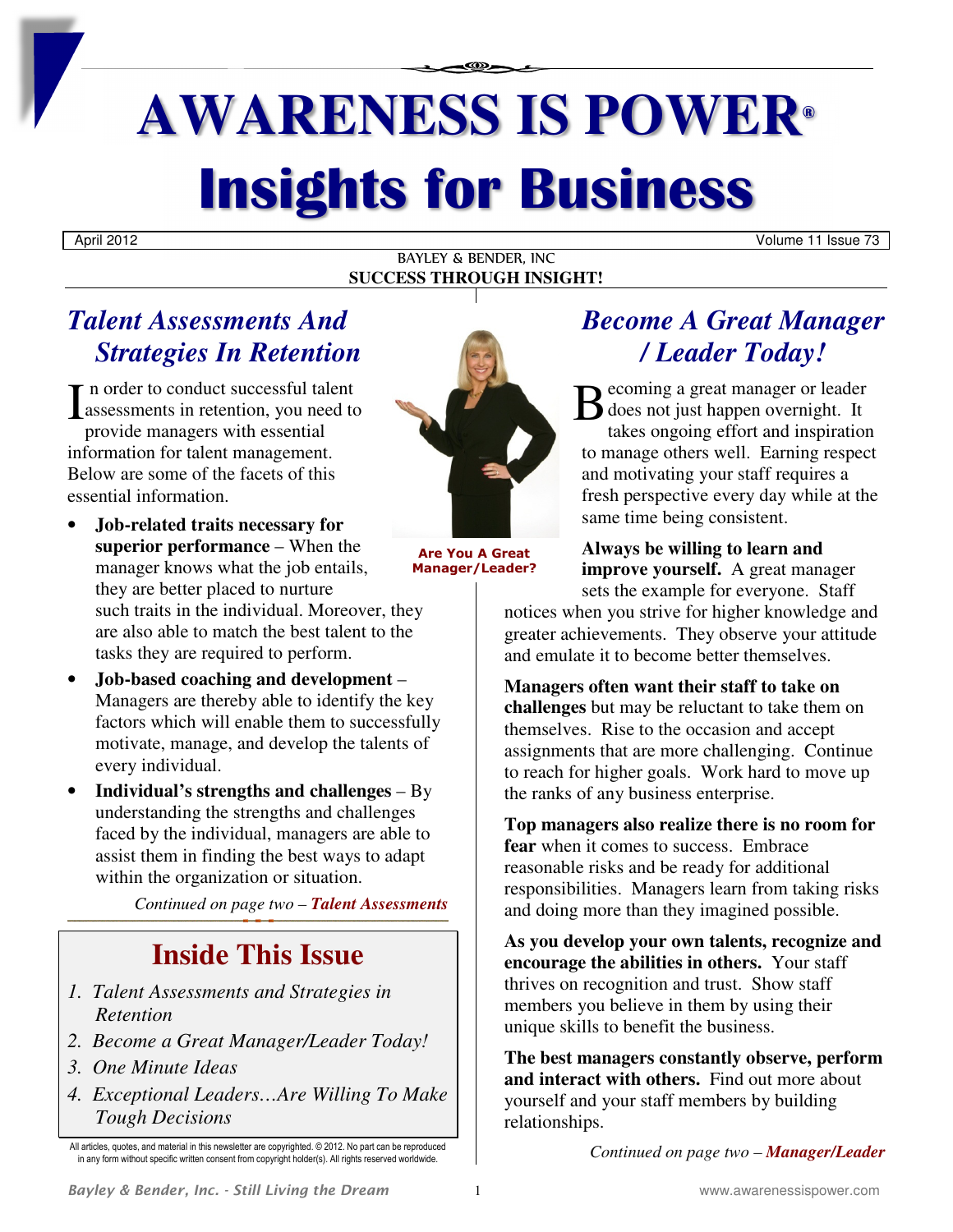# AWARENESS IS POWER®

# Insights for Business

April 2012 Volume 11 Issue 73

BAYLEY & BENDER, INC

**SUCCESS THROUGH INSIGHT!**

## *Talent Assessments And Strategies In Retention*

In order to conduct successful talent assessments in retention, you need to provide managers with essential information for talent management. Below are some of the facets of this essential information.

- **Job-related traits necessary for superior performance** – When the manager knows what the job entails, they are better placed to nurture such traits in the individual. Moreover, they are also able to match the best talent to the tasks they are required to perform.
- **Job-based coaching and development** – Managers are thereby able to identify the key factors which will enable them to successfully motivate, manage, and develop the talents of every individual.
- **Individual's strengths and challenges** – By understanding the strengths and challenges faced by the individual, managers are able to assist them in finding the best ways to adapt within the organization or situation.

*Continued on page two – **Talent Assessments***

**Are You A Great Manager/Leader?**

## Inside This Issue

1. *Talent Assessments and Strategies in Retention*
2. *Become a Great Manager/Leader Today!*
3. *One Minute Ideas*
4. *Exceptional Leaders…Are Willing To Make Tough Decisions*

All articles, quotes, and material in this newsletter are copyrighted. © 2012. No part can be reproduced in any form without specific written consent from copyright holder(s). All rights reserved worldwide.

## *Become A Great Manager / Leader Today!*

Becoming a great manager or leader does not just happen overnight. It takes ongoing effort and inspiration to manage others well. Earning respect and motivating your staff requires a fresh perspective every day while at the same time being consistent.

**Always be willing to learn and improve yourself.** A great manager sets the example for everyone. Staff notices when you strive for higher knowledge and greater achievements. They observe your attitude and emulate it to become better themselves.

**Managers often want their staff to take on challenges** but may be reluctant to take them on themselves. Rise to the occasion and accept assignments that are more challenging. Continue to reach for higher goals. Work hard to move up the ranks of any business enterprise.

**Top managers also realize there is no room for fear** when it comes to success. Embrace reasonable risks and be ready for additional responsibilities. Managers learn from taking risks and doing more than they imagined possible.

**As you develop your own talents, recognize and encourage the abilities in others.** Your staff thrives on recognition and trust. Show staff members you believe in them by using their unique skills to benefit the business.

**The best managers constantly observe, perform and interact with others.** Find out more about yourself and your staff members by building relationships.

*Continued on page two – **Manager/Leader***

*Bayley & Bender, Inc. - Still Living the Dream*

www.awarenessispower.com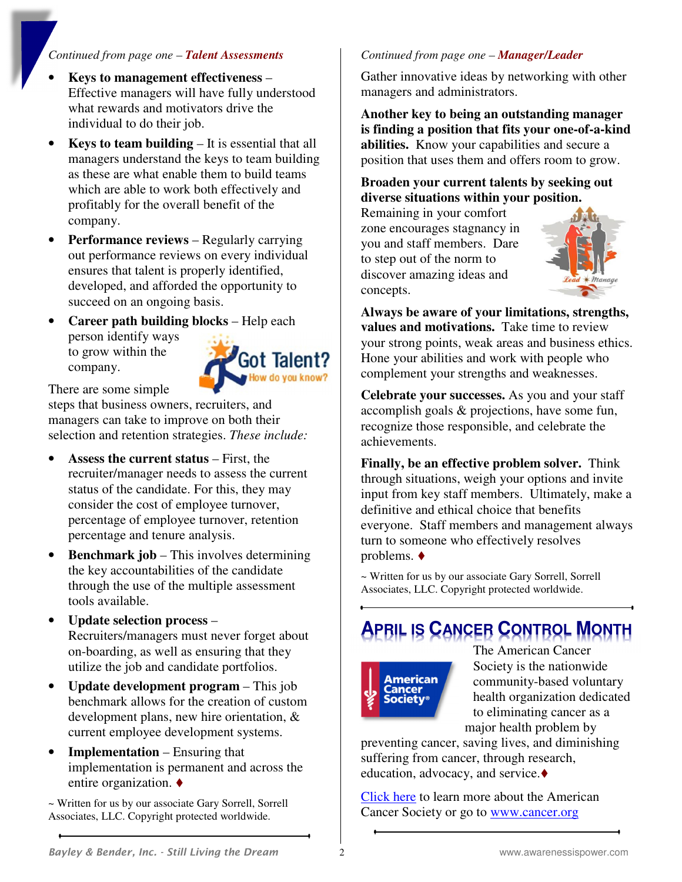*Continued from page one – **Talent Assessments***

- **Keys to management effectiveness** – Effective managers will have fully understood what rewards and motivators drive the individual to do their job.
- **Keys to team building** – It is essential that all managers understand the keys to team building as these are what enable them to build teams which are able to work both effectively and profitably for the overall benefit of the company.
- **Performance reviews** – Regularly carrying out performance reviews on every individual ensures that talent is properly identified, developed, and afforded the opportunity to succeed on an ongoing basis.
- **Career path building blocks** – Help each person identify ways to grow within the company.

There are some simple steps that business owners, recruiters, and managers can take to improve on both their selection and retention strategies. *These include:*

- **Assess the current status** – First, the recruiter/manager needs to assess the current status of the candidate. For this, they may consider the cost of employee turnover, percentage of employee turnover, retention percentage and tenure analysis.
- **Benchmark job** – This involves determining the key accountabilities of the candidate through the use of the multiple assessment tools available.
- **Update selection process** – Recruiters/managers must never forget about on-boarding, as well as ensuring that they utilize the job and candidate portfolios.
- **Update development program** – This job benchmark allows for the creation of custom development plans, new hire orientation, & current employee development systems.
- **Implementation** – Ensuring that implementation is permanent and across the entire organization. ♦

~ Written for us by our associate Gary Sorrell, Sorrell Associates, LLC. Copyright protected worldwide.

*Continued from page one – **Manager/Leader***

Gather innovative ideas by networking with other managers and administrators.

**Another key to being an outstanding manager is finding a position that fits your one-of-a-kind abilities.** Know your capabilities and secure a position that uses them and offers room to grow.

**Broaden your current talents by seeking out diverse situations within your position.** Remaining in your comfort zone encourages stagnancy in you and staff members. Dare to step out of the norm to discover amazing ideas and concepts.

**Always be aware of your limitations, strengths, values and motivations.** Take time to review your strong points, weak areas and business ethics. Hone your abilities and work with people who complement your strengths and weaknesses.

**Celebrate your successes.** As you and your staff accomplish goals & projections, have some fun, recognize those responsible, and celebrate the achievements.

**Finally, be an effective problem solver.** Think through situations, weigh your options and invite input from key staff members. Ultimately, make a definitive and ethical choice that benefits everyone. Staff members and management always turn to someone who effectively resolves problems. ♦

~ Written for us by our associate Gary Sorrell, Sorrell Associates, LLC. Copyright protected worldwide.

## April is Cancer Control Month

The American Cancer Society is the nationwide community-based voluntary health organization dedicated to eliminating cancer as a major health problem by preventing cancer, saving lives, and diminishing suffering from cancer, through research, education, advocacy, and service.♦

Click here to learn more about the American Cancer Society or go to www.cancer.org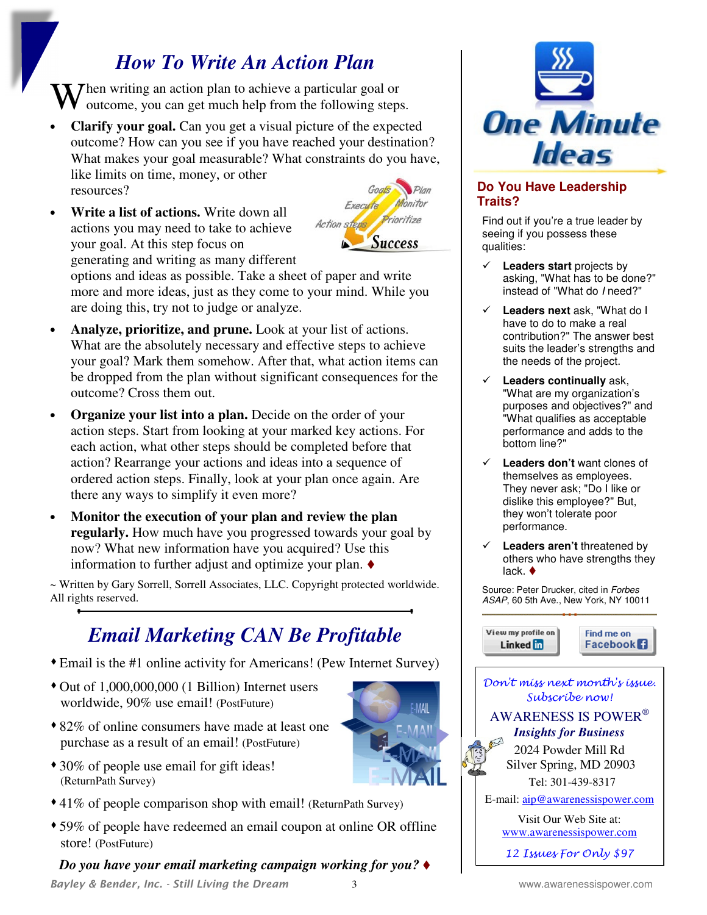## *How To Write An Action Plan*

When writing an action plan to achieve a particular goal or outcome, you can get much help from the following steps.

- **Clarify your goal.** Can you get a visual picture of the expected outcome? How can you see if you have reached your destination? What makes your goal measurable? What constraints do you have, like limits on time, money, or other resources?
- **Write a list of actions.** Write down all actions you may need to take to achieve your goal. At this step focus on generating and writing as many different options and ideas as possible. Take a sheet of paper and write more and more ideas, just as they come to your mind. While you are doing this, try not to judge or analyze.
- **Analyze, prioritize, and prune.** Look at your list of actions. What are the absolutely necessary and effective steps to achieve your goal? Mark them somehow. After that, what action items can be dropped from the plan without significant consequences for the outcome? Cross them out.
- **Organize your list into a plan.** Decide on the order of your action steps. Start from looking at your marked key actions. For each action, what other steps should be completed before that action? Rearrange your actions and ideas into a sequence of ordered action steps. Finally, look at your plan once again. Are there any ways to simplify it even more?
- **Monitor the execution of your plan and review the plan regularly.** How much have you progressed towards your goal by now? What new information have you acquired? Use this information to further adjust and optimize your plan. ♦

~ Written by Gary Sorrell, Sorrell Associates, LLC. Copyright protected worldwide. All rights reserved.

## *Email Marketing CAN Be Profitable*

- Email is the #1 online activity for Americans! (Pew Internet Survey)
- Out of 1,000,000,000 (1 Billion) Internet users worldwide, 90% use email! (PostFuture)
- 82% of online consumers have made at least one purchase as a result of an email! (PostFuture)
- 30% of people use email for gift ideas! (ReturnPath Survey)
- 41% of people comparison shop with email! (ReturnPath Survey)
- 59% of people have redeemed an email coupon at online OR offline store! (PostFuture)

***Do you have your email marketing campaign working for you?*** ♦

# One Minute Ideas

## Do You Have Leadership Traits?

Find out if you're a true leader by seeing if you possess these qualities:

- ✓ **Leaders start** projects by asking, "What has to be done?" instead of "What do *I* need?"
- ✓ **Leaders next** ask, "What do I have to do to make a real contribution?" The answer best suits the leader's strengths and the needs of the project.
- ✓ **Leaders continually** ask, "What are my organization's purposes and objectives?" and "What qualifies as acceptable performance and adds to the bottom line?"
- ✓ **Leaders don't** want clones of themselves as employees. They never ask; "Do I like or dislike this employee?" But, they won't tolerate poor performance.
- ✓ **Leaders aren't** threatened by others who have strengths they lack. ♦

Source: Peter Drucker, cited in *Forbes ASAP*, 60 5th Ave., New York, NY 10011

View my profile on LinkedIn | Find me on Facebook

*Don't miss next month's issue. Subscribe now!*

AWARENESS IS POWER®
***Insights for Business***
2024 Powder Mill Rd
Silver Spring, MD 20903
Tel: 301-439-8317
E-mail: aip@awarenessispower.com
Visit Our Web Site at:
www.awarenessispower.com

*12 Issues For Only $97*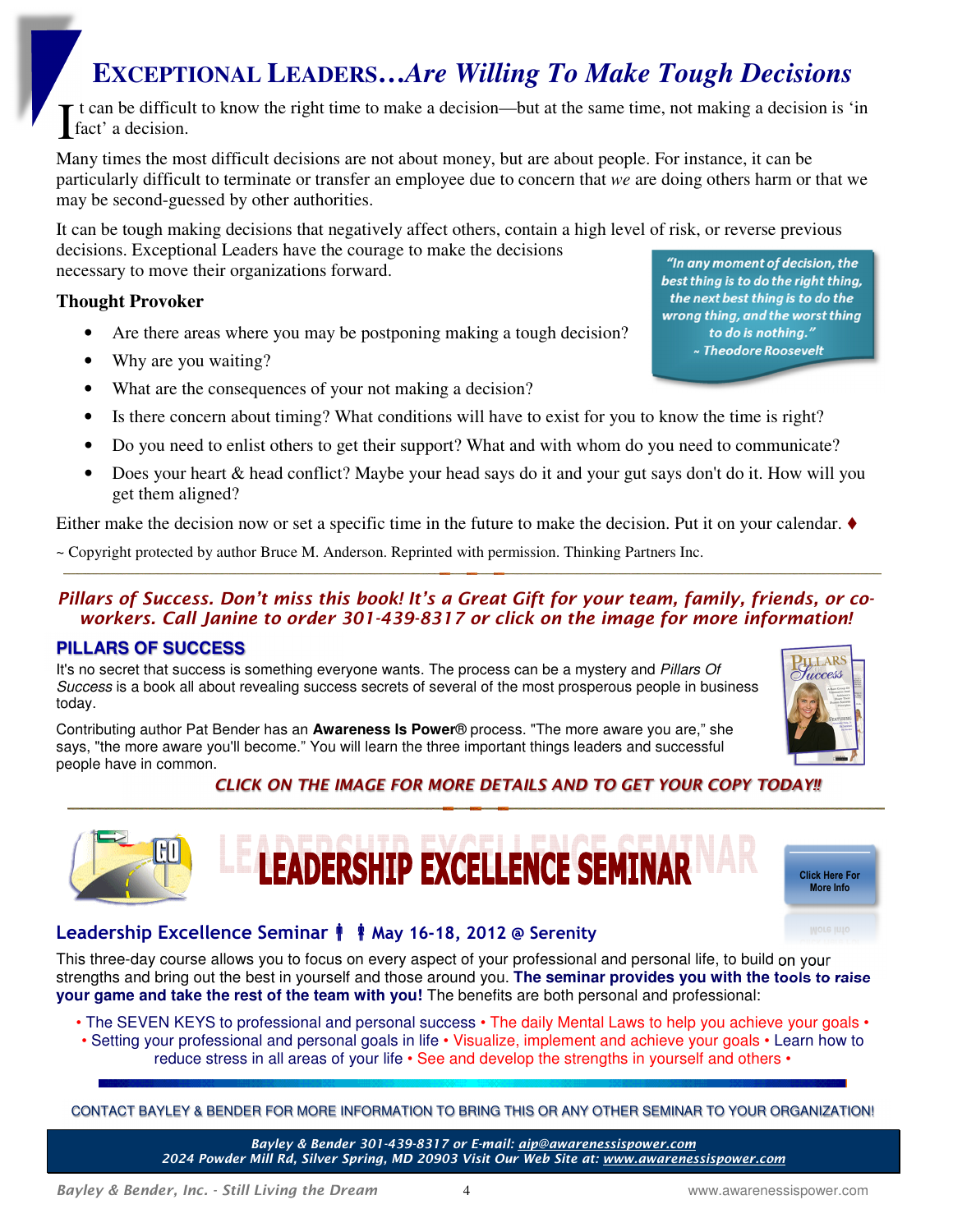# EXCEPTIONAL LEADERS…*Are Willing To Make Tough Decisions*

It can be difficult to know the right time to make a decision—but at the same time, not making a decision is 'in fact' a decision.

Many times the most difficult decisions are not about money, but are about people. For instance, it can be particularly difficult to terminate or transfer an employee due to concern that *we* are doing others harm or that we may be second-guessed by other authorities.

It can be tough making decisions that negatively affect others, contain a high level of risk, or reverse previous decisions. Exceptional Leaders have the courage to make the decisions necessary to move their organizations forward.

> *"In any moment of decision, the best thing is to do the right thing, the next best thing is to do the wrong thing, and the worst thing to do is nothing."*
> *~ Theodore Roosevelt*

### Thought Provoker

- Are there areas where you may be postponing making a tough decision?
- Why are you waiting?
- What are the consequences of your not making a decision?
- Is there concern about timing? What conditions will have to exist for you to know the time is right?
- Do you need to enlist others to get their support? What and with whom do you need to communicate?
- Does your heart & head conflict? Maybe your head says do it and your gut says don't do it. How will you get them aligned?

Either make the decision now or set a specific time in the future to make the decision. Put it on your calendar. ♦

~ Copyright protected by author Bruce M. Anderson. Reprinted with permission. Thinking Partners Inc.

---

***Pillars of Success. Don't miss this book! It's a Great Gift for your team, family, friends, or co-workers. Call Janine to order 301-439-8317 or click on the image for more information!***

## PILLARS OF SUCCESS

It's no secret that success is something everyone wants. The process can be a mystery and *Pillars Of Success* is a book all about revealing success secrets of several of the most prosperous people in business today.

Contributing author Pat Bender has an **Awareness Is Power®** process. "The more aware you are," she says, "the more aware you'll become." You will learn the three important things leaders and successful people have in common.

***CLICK ON THE IMAGE FOR MORE DETAILS AND TO GET YOUR COPY TODAY!!***

---

# LEADERSHIP EXCELLENCE SEMINAR

Click Here For More Info

## Leadership Excellence Seminar May 16-18, 2012 @ Serenity

This three-day course allows you to focus on every aspect of your professional and personal life, to build on your strengths and bring out the best in yourself and those around you. **The seminar provides you with the tools to raise your game and take the rest of the team with you!** The benefits are both personal and professional:

• The SEVEN KEYS to professional and personal success • The daily Mental Laws to help you achieve your goals • Setting your professional and personal goals in life • Visualize, implement and achieve your goals • Learn how to reduce stress in all areas of your life • See and develop the strengths in yourself and others •

CONTACT BAYLEY & BENDER FOR MORE INFORMATION TO BRING THIS OR ANY OTHER SEMINAR TO YOUR ORGANIZATION!

*Bayley & Bender 301-439-8317 or E-mail: aip@awarenessispower.com*
*2024 Powder Mill Rd, Silver Spring, MD 20903 Visit Our Web Site at: www.awarenessispower.com*